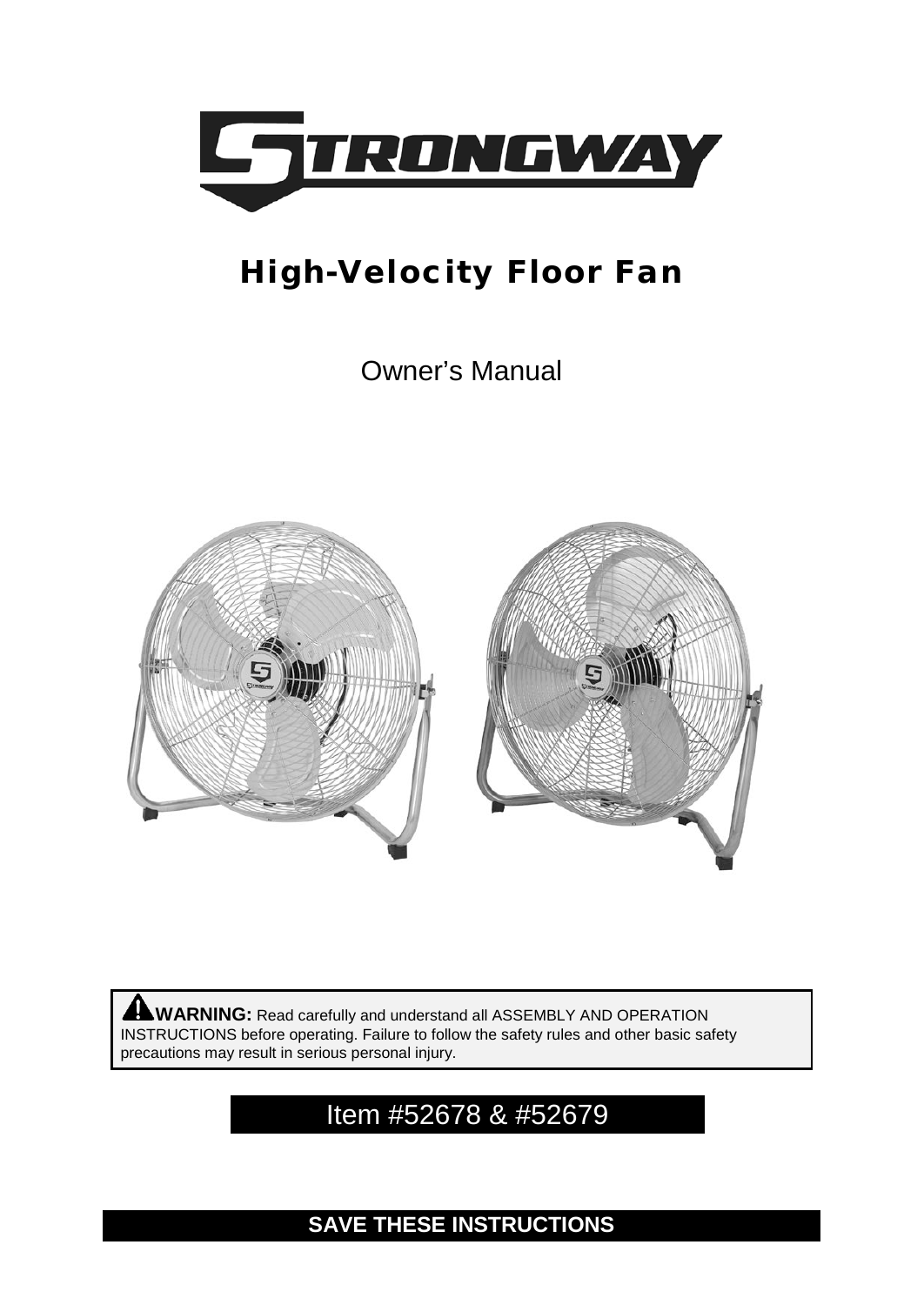# STRONGWAY

## High-Velocity Floor Fan

Owner's Manual

**WARNING:** Read carefully and understand all ASSEMBLY AND OPERATION INSTRUCTIONS before operating. Failure to follow the safety rules and other basic safety precautions may result in serious personal injury.

Item #52678 & #52679

**SAVE THESE INSTRUCTIONS**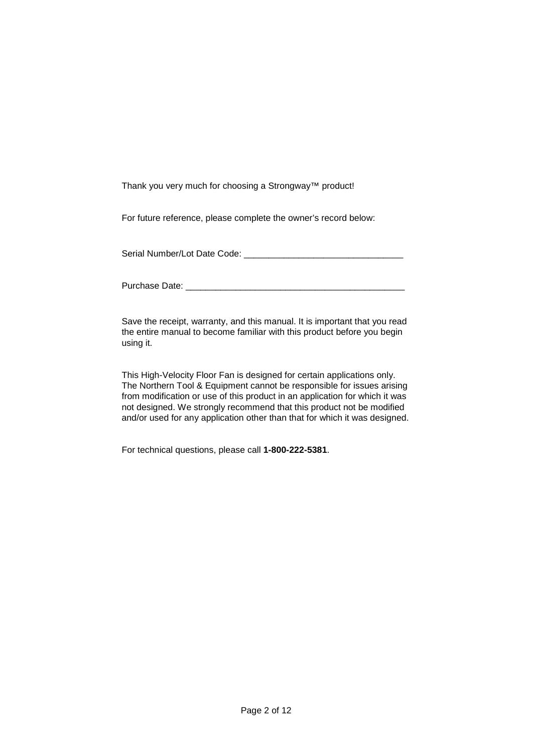Thank you very much for choosing a Strongway™ product!

For future reference, please complete the owner's record below:

Serial Number/Lot Date Code: ________________________________

Purchase Date: ______________________________________________

Save the receipt, warranty, and this manual. It is important that you read the entire manual to become familiar with this product before you begin using it.

This High-Velocity Floor Fan is designed for certain applications only. The Northern Tool & Equipment cannot be responsible for issues arising from modification or use of this product in an application for which it was not designed. We strongly recommend that this product not be modified and/or used for any application other than that for which it was designed.

For technical questions, please call **1-800-222-5381**.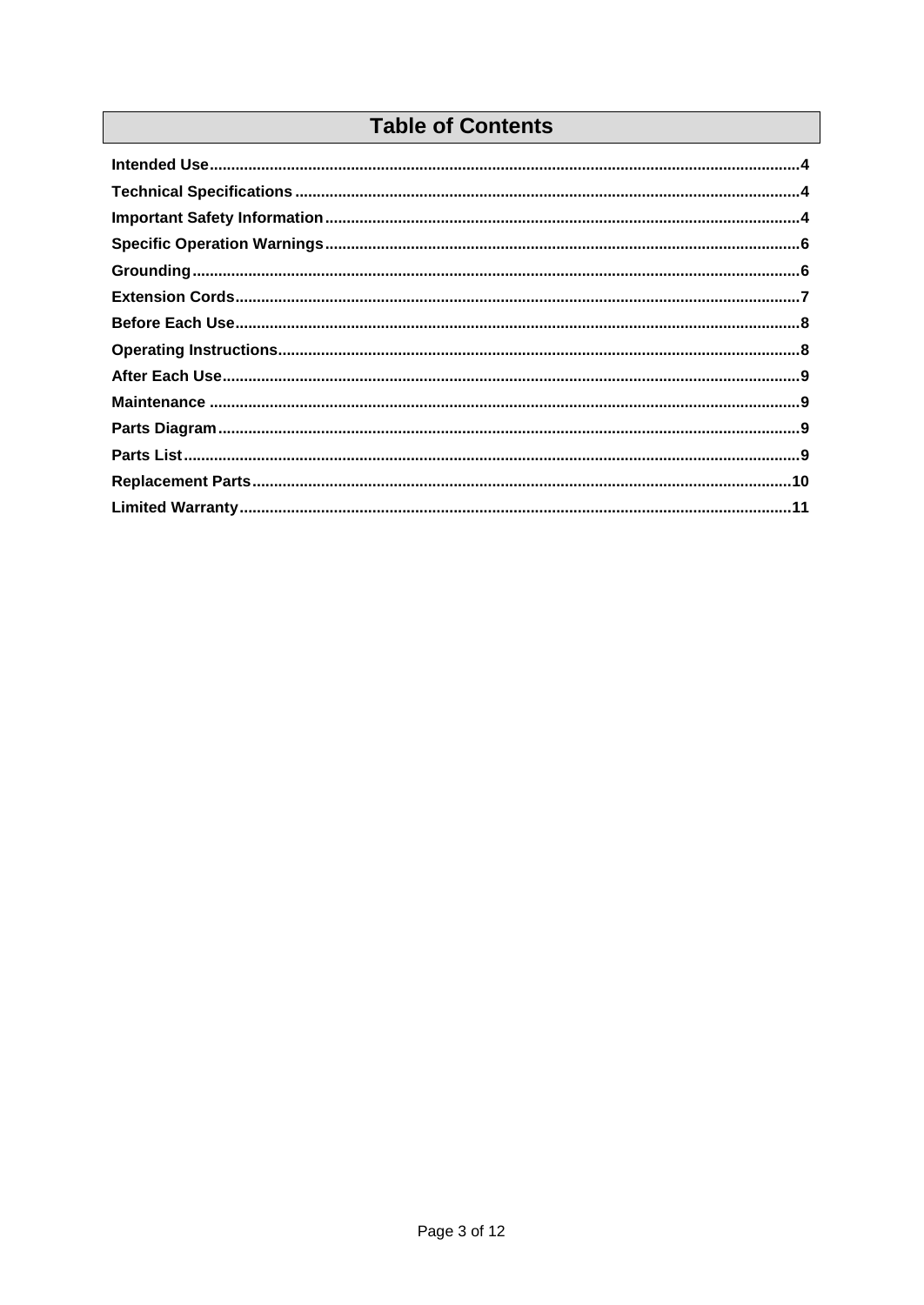# Table of Contents

**Intended Use**........................................................................................................................................4

**Technical Specifications**......................................................................................................................4

**Important Safety Information**.............................................................................................................4

**Specific Operation Warnings**.............................................................................................................6

**Grounding**...........................................................................................................................................6

**Extension Cords**..................................................................................................................................7

**Before Each Use**..................................................................................................................................8

**Operating Instructions**........................................................................................................................8

**After Each Use**....................................................................................................................................9

**Maintenance**.......................................................................................................................................9

**Parts Diagram**.....................................................................................................................................9

**Parts List**.............................................................................................................................................9

**Replacement Parts**............................................................................................................................10

**Limited Warranty**..............................................................................................................................11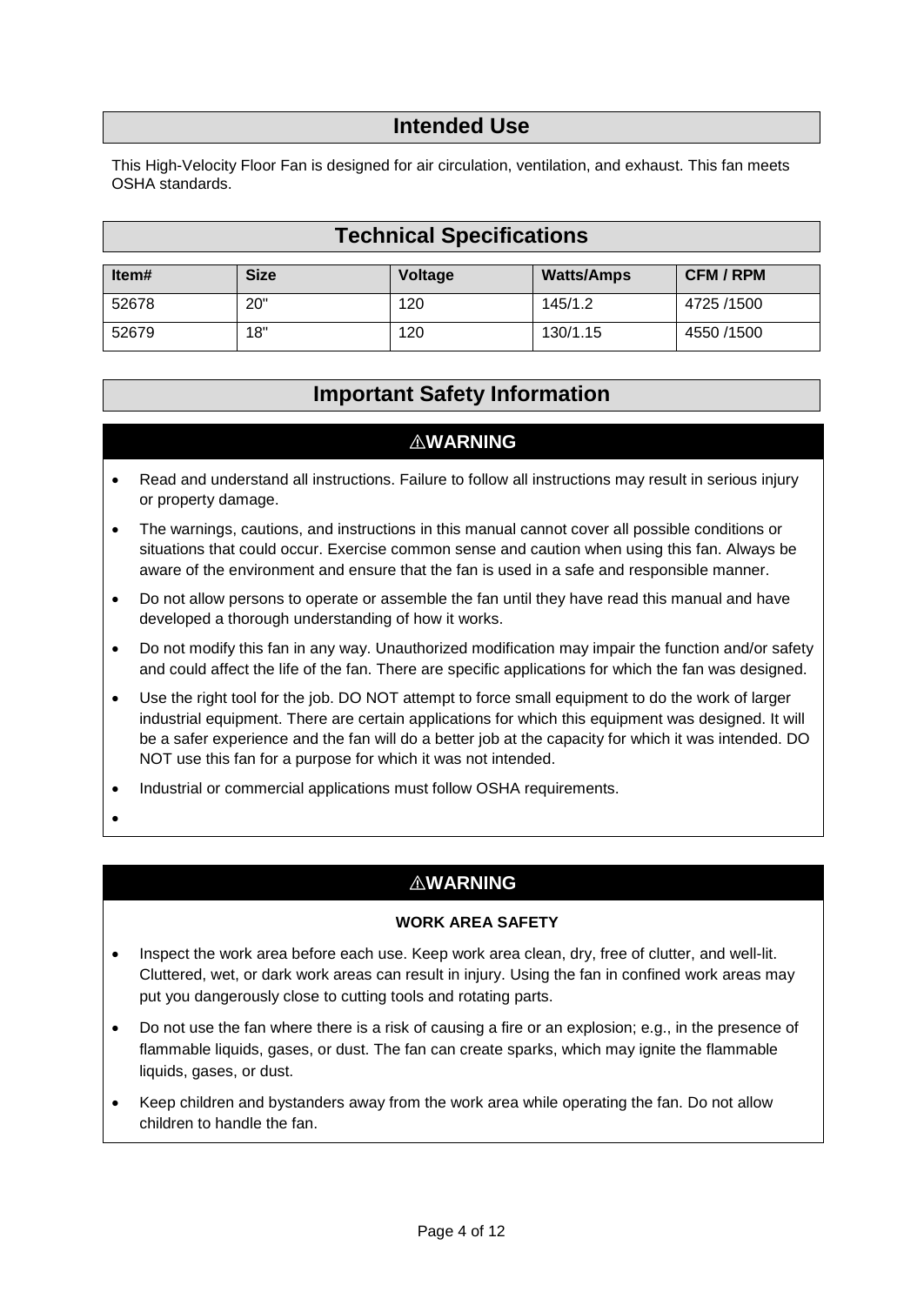## Intended Use

This High-Velocity Floor Fan is designed for air circulation, ventilation, and exhaust. This fan meets OSHA standards.

## Technical Specifications

| Item# | Size | Voltage | Watts/Amps | CFM / RPM |
|---|---|---|---|---|
| 52678 | 20" | 120 | 145/1.2 | 4725 /1500 |
| 52679 | 18" | 120 | 130/1.15 | 4550 /1500 |

## Important Safety Information

### ⚠WARNING

- Read and understand all instructions. Failure to follow all instructions may result in serious injury or property damage.
- The warnings, cautions, and instructions in this manual cannot cover all possible conditions or situations that could occur. Exercise common sense and caution when using this fan. Always be aware of the environment and ensure that the fan is used in a safe and responsible manner.
- Do not allow persons to operate or assemble the fan until they have read this manual and have developed a thorough understanding of how it works.
- Do not modify this fan in any way. Unauthorized modification may impair the function and/or safety and could affect the life of the fan. There are specific applications for which the fan was designed.
- Use the right tool for the job. DO NOT attempt to force small equipment to do the work of larger industrial equipment. There are certain applications for which this equipment was designed. It will be a safer experience and the fan will do a better job at the capacity for which it was intended. DO NOT use this fan for a purpose for which it was not intended.
- Industrial or commercial applications must follow OSHA requirements.

### ⚠WARNING

**WORK AREA SAFETY**

- Inspect the work area before each use. Keep work area clean, dry, free of clutter, and well-lit. Cluttered, wet, or dark work areas can result in injury. Using the fan in confined work areas may put you dangerously close to cutting tools and rotating parts.
- Do not use the fan where there is a risk of causing a fire or an explosion; e.g., in the presence of flammable liquids, gases, or dust. The fan can create sparks, which may ignite the flammable liquids, gases, or dust.
- Keep children and bystanders away from the work area while operating the fan. Do not allow children to handle the fan.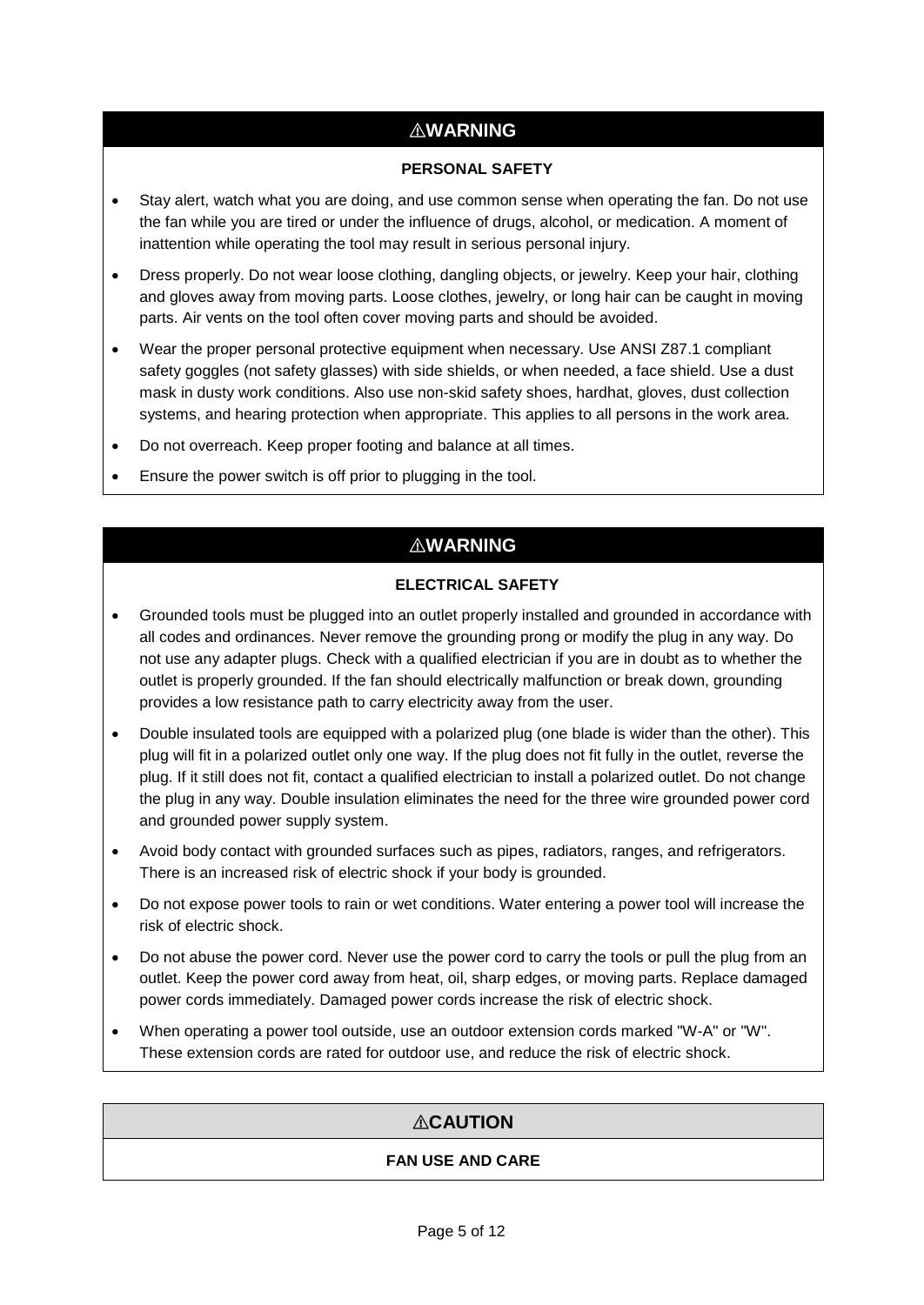## ⚠WARNING

### PERSONAL SAFETY

- Stay alert, watch what you are doing, and use common sense when operating the fan. Do not use the fan while you are tired or under the influence of drugs, alcohol, or medication. A moment of inattention while operating the tool may result in serious personal injury.
- Dress properly. Do not wear loose clothing, dangling objects, or jewelry. Keep your hair, clothing and gloves away from moving parts. Loose clothes, jewelry, or long hair can be caught in moving parts. Air vents on the tool often cover moving parts and should be avoided.
- Wear the proper personal protective equipment when necessary. Use ANSI Z87.1 compliant safety goggles (not safety glasses) with side shields, or when needed, a face shield. Use a dust mask in dusty work conditions. Also use non-skid safety shoes, hardhat, gloves, dust collection systems, and hearing protection when appropriate. This applies to all persons in the work area.
- Do not overreach. Keep proper footing and balance at all times.
- Ensure the power switch is off prior to plugging in the tool.

## ⚠WARNING

### ELECTRICAL SAFETY

- Grounded tools must be plugged into an outlet properly installed and grounded in accordance with all codes and ordinances. Never remove the grounding prong or modify the plug in any way. Do not use any adapter plugs. Check with a qualified electrician if you are in doubt as to whether the outlet is properly grounded. If the fan should electrically malfunction or break down, grounding provides a low resistance path to carry electricity away from the user.
- Double insulated tools are equipped with a polarized plug (one blade is wider than the other). This plug will fit in a polarized outlet only one way. If the plug does not fit fully in the outlet, reverse the plug. If it still does not fit, contact a qualified electrician to install a polarized outlet. Do not change the plug in any way. Double insulation eliminates the need for the three wire grounded power cord and grounded power supply system.
- Avoid body contact with grounded surfaces such as pipes, radiators, ranges, and refrigerators. There is an increased risk of electric shock if your body is grounded.
- Do not expose power tools to rain or wet conditions. Water entering a power tool will increase the risk of electric shock.
- Do not abuse the power cord. Never use the power cord to carry the tools or pull the plug from an outlet. Keep the power cord away from heat, oil, sharp edges, or moving parts. Replace damaged power cords immediately. Damaged power cords increase the risk of electric shock.
- When operating a power tool outside, use an outdoor extension cords marked "W-A" or "W". These extension cords are rated for outdoor use, and reduce the risk of electric shock.

## ⚠CAUTION

### FAN USE AND CARE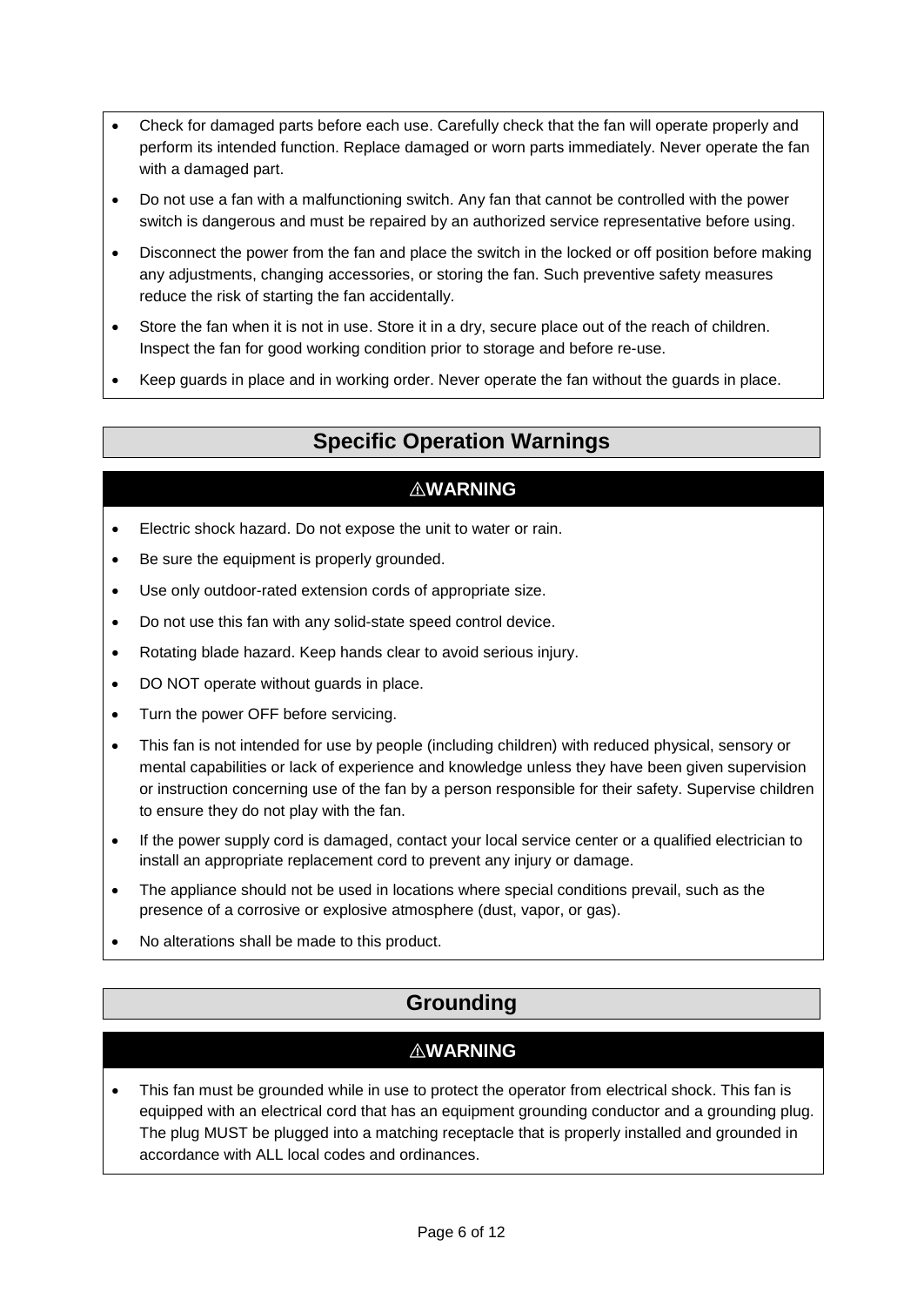- Check for damaged parts before each use. Carefully check that the fan will operate properly and perform its intended function. Replace damaged or worn parts immediately. Never operate the fan with a damaged part.
- Do not use a fan with a malfunctioning switch. Any fan that cannot be controlled with the power switch is dangerous and must be repaired by an authorized service representative before using.
- Disconnect the power from the fan and place the switch in the locked or off position before making any adjustments, changing accessories, or storing the fan. Such preventive safety measures reduce the risk of starting the fan accidentally.
- Store the fan when it is not in use. Store it in a dry, secure place out of the reach of children. Inspect the fan for good working condition prior to storage and before re-use.
- Keep guards in place and in working order. Never operate the fan without the guards in place.

## Specific Operation Warnings

### ⚠WARNING

- Electric shock hazard. Do not expose the unit to water or rain.
- Be sure the equipment is properly grounded.
- Use only outdoor-rated extension cords of appropriate size.
- Do not use this fan with any solid-state speed control device.
- Rotating blade hazard. Keep hands clear to avoid serious injury.
- DO NOT operate without guards in place.
- Turn the power OFF before servicing.
- This fan is not intended for use by people (including children) with reduced physical, sensory or mental capabilities or lack of experience and knowledge unless they have been given supervision or instruction concerning use of the fan by a person responsible for their safety. Supervise children to ensure they do not play with the fan.
- If the power supply cord is damaged, contact your local service center or a qualified electrician to install an appropriate replacement cord to prevent any injury or damage.
- The appliance should not be used in locations where special conditions prevail, such as the presence of a corrosive or explosive atmosphere (dust, vapor, or gas).
- No alterations shall be made to this product.

## Grounding

### ⚠WARNING

- This fan must be grounded while in use to protect the operator from electrical shock. This fan is equipped with an electrical cord that has an equipment grounding conductor and a grounding plug. The plug MUST be plugged into a matching receptacle that is properly installed and grounded in accordance with ALL local codes and ordinances.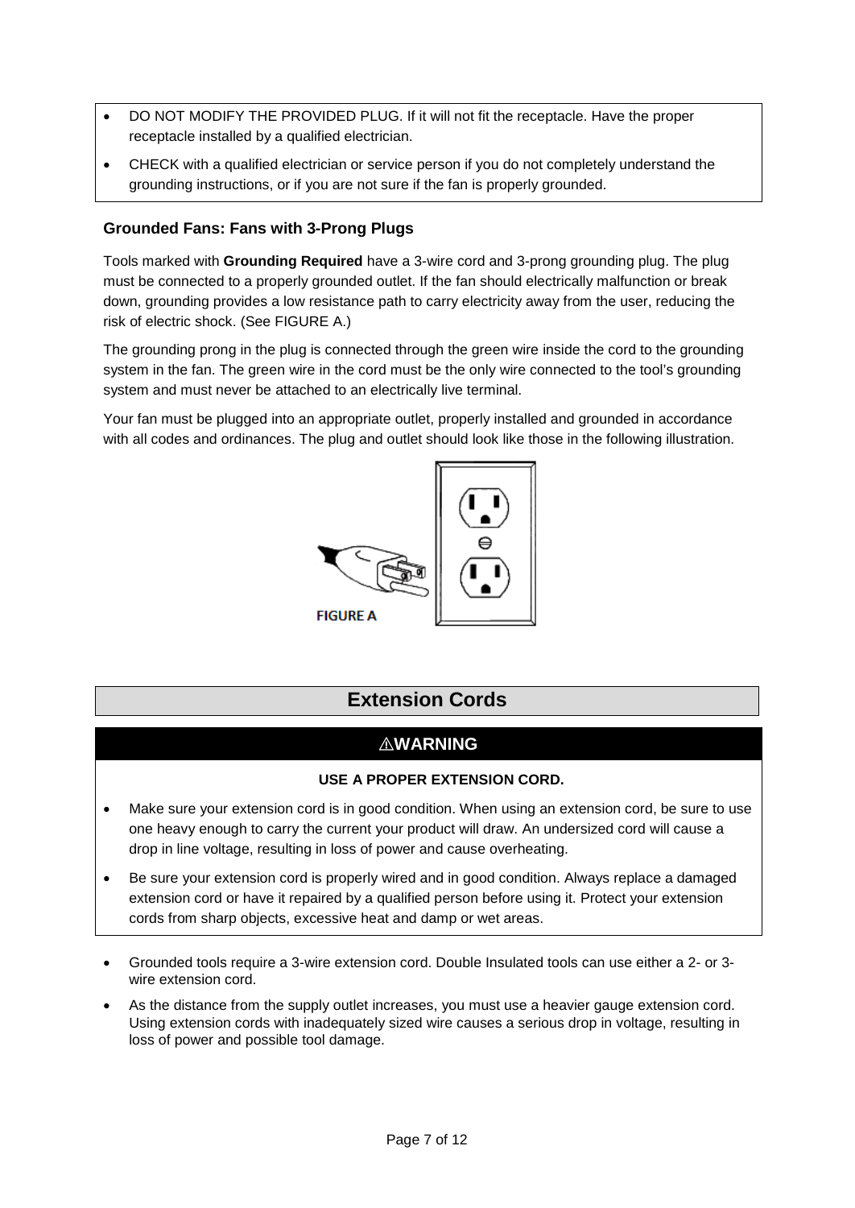- DO NOT MODIFY THE PROVIDED PLUG. If it will not fit the receptacle. Have the proper receptacle installed by a qualified electrician.
- CHECK with a qualified electrician or service person if you do not completely understand the grounding instructions, or if you are not sure if the fan is properly grounded.

### Grounded Fans: Fans with 3-Prong Plugs

Tools marked with **Grounding Required** have a 3-wire cord and 3-prong grounding plug. The plug must be connected to a properly grounded outlet. If the fan should electrically malfunction or break down, grounding provides a low resistance path to carry electricity away from the user, reducing the risk of electric shock. (See FIGURE A.)

The grounding prong in the plug is connected through the green wire inside the cord to the grounding system in the fan. The green wire in the cord must be the only wire connected to the tool's grounding system and must never be attached to an electrically live terminal.

Your fan must be plugged into an appropriate outlet, properly installed and grounded in accordance with all codes and ordinances. The plug and outlet should look like those in the following illustration.

FIGURE A

## Extension Cords

### ⚠WARNING

**USE A PROPER EXTENSION CORD.**

- Make sure your extension cord is in good condition. When using an extension cord, be sure to use one heavy enough to carry the current your product will draw. An undersized cord will cause a drop in line voltage, resulting in loss of power and cause overheating.
- Be sure your extension cord is properly wired and in good condition. Always replace a damaged extension cord or have it repaired by a qualified person before using it. Protect your extension cords from sharp objects, excessive heat and damp or wet areas.

- Grounded tools require a 3-wire extension cord. Double Insulated tools can use either a 2- or 3-wire extension cord.
- As the distance from the supply outlet increases, you must use a heavier gauge extension cord. Using extension cords with inadequately sized wire causes a serious drop in voltage, resulting in loss of power and possible tool damage.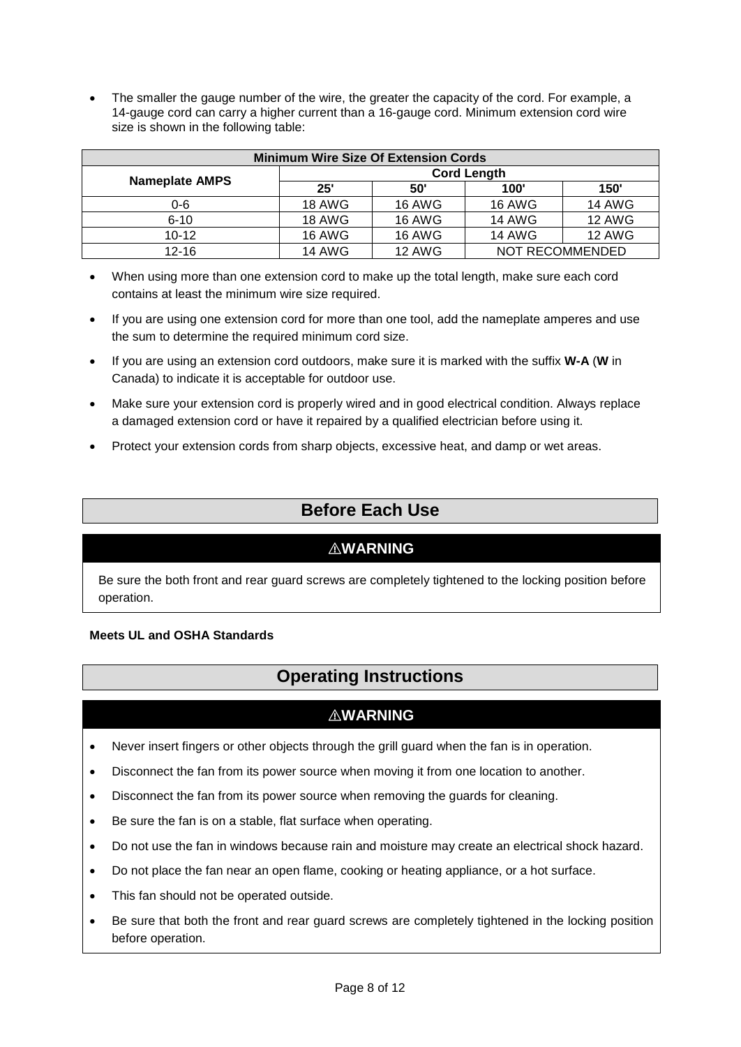- The smaller the gauge number of the wire, the greater the capacity of the cord. For example, a 14-gauge cord can carry a higher current than a 16-gauge cord. Minimum extension cord wire size is shown in the following table:

| Minimum Wire Size Of Extension Cords | | | | |
|---|---|---|---|---|
| **Nameplate AMPS** | **Cord Length** | | | |
| | **25'** | **50'** | **100'** | **150'** |
| 0-6 | 18 AWG | 16 AWG | 16 AWG | 14 AWG |
| 6-10 | 18 AWG | 16 AWG | 14 AWG | 12 AWG |
| 10-12 | 16 AWG | 16 AWG | 14 AWG | 12 AWG |
| 12-16 | 14 AWG | 12 AWG | NOT RECOMMENDED | |

- When using more than one extension cord to make up the total length, make sure each cord contains at least the minimum wire size required.
- If you are using one extension cord for more than one tool, add the nameplate amperes and use the sum to determine the required minimum cord size.
- If you are using an extension cord outdoors, make sure it is marked with the suffix **W-A** (**W** in Canada) to indicate it is acceptable for outdoor use.
- Make sure your extension cord is properly wired and in good electrical condition. Always replace a damaged extension cord or have it repaired by a qualified electrician before using it.
- Protect your extension cords from sharp objects, excessive heat, and damp or wet areas.

## Before Each Use

### ⚠WARNING

Be sure the both front and rear guard screws are completely tightened to the locking position before operation.

**Meets UL and OSHA Standards**

## Operating Instructions

### ⚠WARNING

- Never insert fingers or other objects through the grill guard when the fan is in operation.
- Disconnect the fan from its power source when moving it from one location to another.
- Disconnect the fan from its power source when removing the guards for cleaning.
- Be sure the fan is on a stable, flat surface when operating.
- Do not use the fan in windows because rain and moisture may create an electrical shock hazard.
- Do not place the fan near an open flame, cooking or heating appliance, or a hot surface.
- This fan should not be operated outside.
- Be sure that both the front and rear guard screws are completely tightened in the locking position before operation.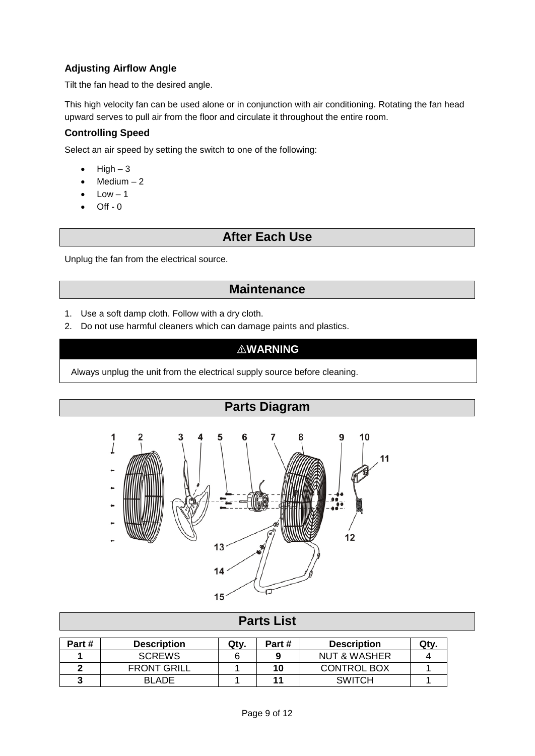### Adjusting Airflow Angle

Tilt the fan head to the desired angle.

This high velocity fan can be used alone or in conjunction with air conditioning. Rotating the fan head upward serves to pull air from the floor and circulate it throughout the entire room.

### Controlling Speed

Select an air speed by setting the switch to one of the following:

- High – 3
- Medium – 2
- Low – 1
- Off - 0

## After Each Use

Unplug the fan from the electrical source.

## Maintenance

1. Use a soft damp cloth. Follow with a dry cloth.
2. Do not use harmful cleaners which can damage paints and plastics.

**⚠WARNING**

Always unplug the unit from the electrical supply source before cleaning.

## Parts Diagram

## Parts List

| Part # | Description | Qty. | Part # | Description | Qty. |
|---|---|---|---|---|---|
| **1** | SCREWS | 6 | **9** | NUT & WASHER | 4 |
| **2** | FRONT GRILL | 1 | **10** | CONTROL BOX | 1 |
| **3** | BLADE | 1 | **11** | SWITCH | 1 |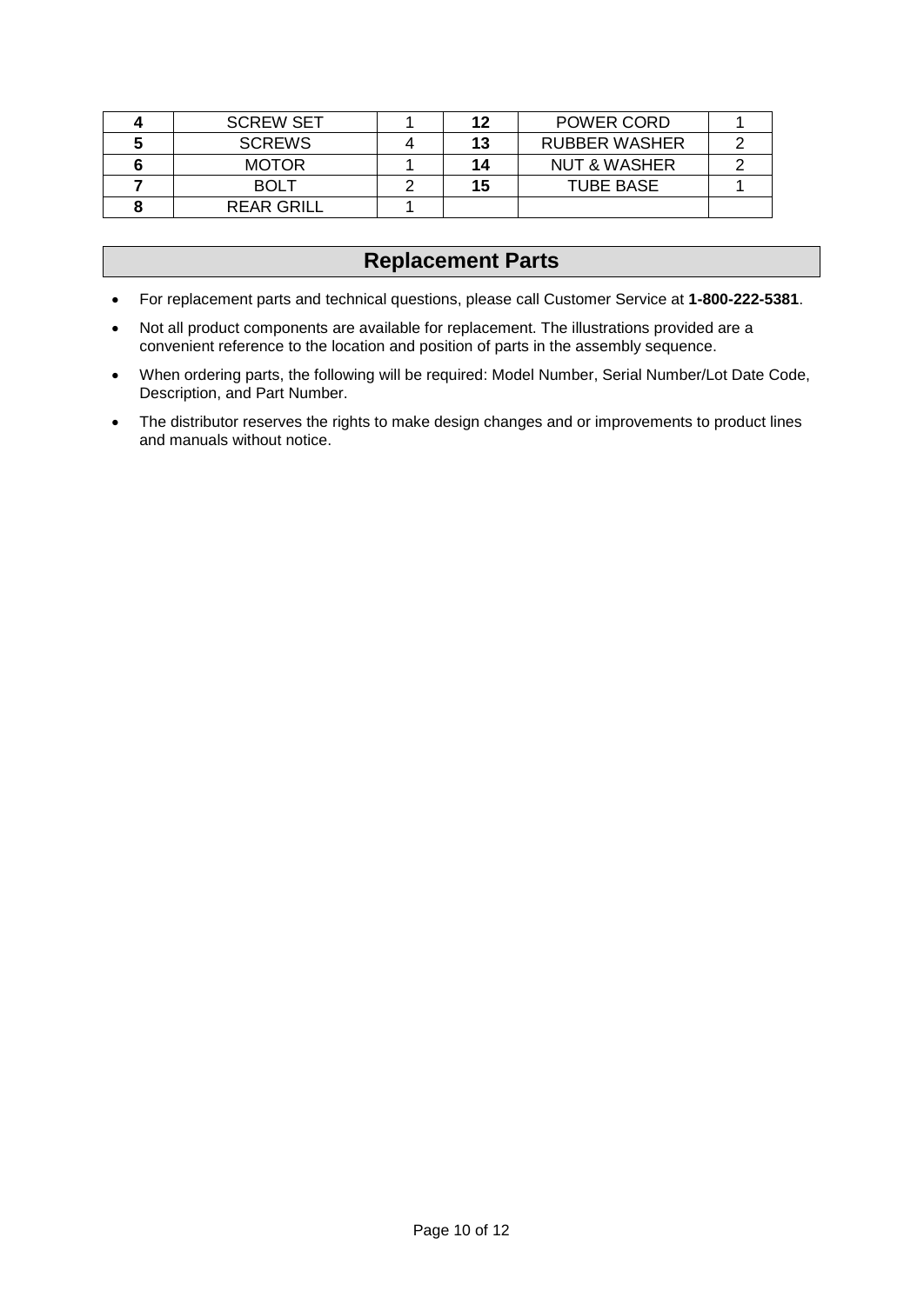| 4 | SCREW SET | 1 | 12 | POWER CORD | 1 |
|---|---|---|---|---|---|
| 5 | SCREWS | 4 | 13 | RUBBER WASHER | 2 |
| 6 | MOTOR | 1 | 14 | NUT & WASHER | 2 |
| 7 | BOLT | 2 | 15 | TUBE BASE | 1 |
| 8 | REAR GRILL | 1 | | | |

## Replacement Parts

- For replacement parts and technical questions, please call Customer Service at **1-800-222-5381**.
- Not all product components are available for replacement. The illustrations provided are a convenient reference to the location and position of parts in the assembly sequence.
- When ordering parts, the following will be required: Model Number, Serial Number/Lot Date Code, Description, and Part Number.
- The distributor reserves the rights to make design changes and or improvements to product lines and manuals without notice.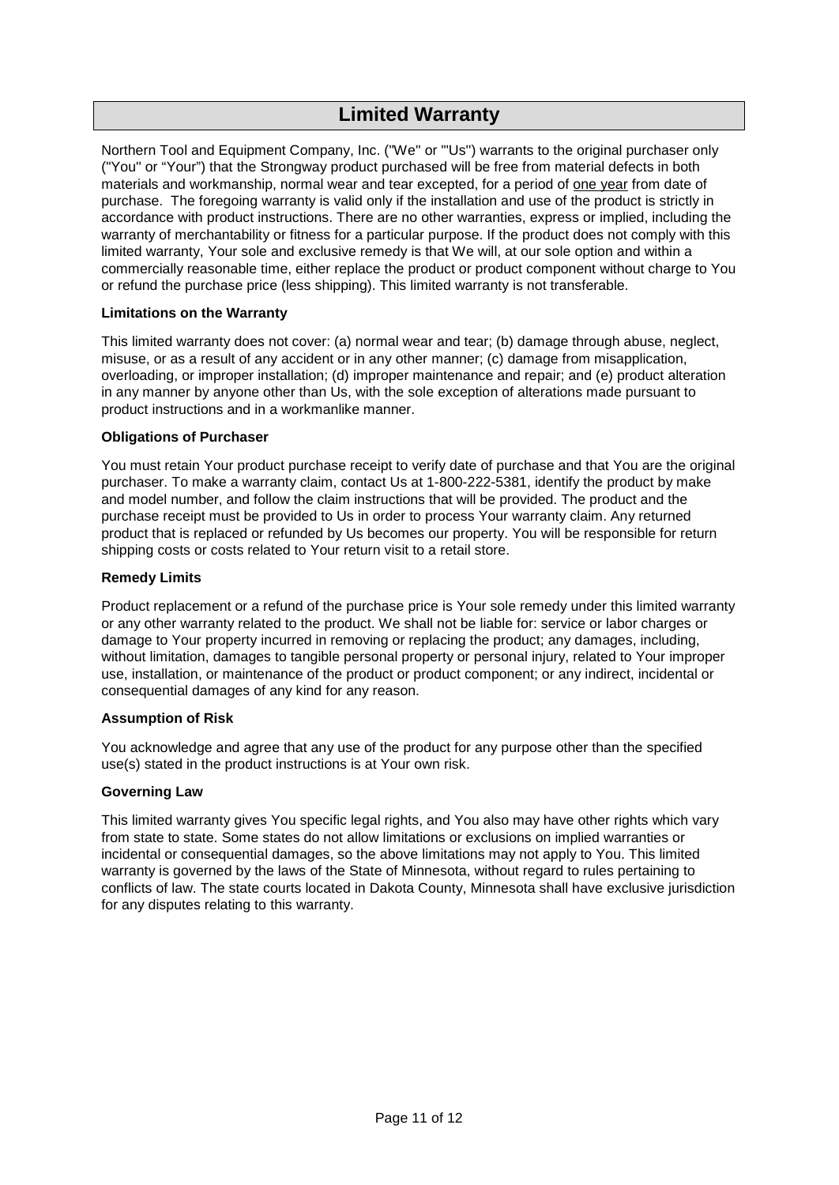# Limited Warranty

Northern Tool and Equipment Company, Inc. ("We" or "'Us") warrants to the original purchaser only ("You" or "Your") that the Strongway product purchased will be free from material defects in both materials and workmanship, normal wear and tear excepted, for a period of one year from date of purchase. The foregoing warranty is valid only if the installation and use of the product is strictly in accordance with product instructions. There are no other warranties, express or implied, including the warranty of merchantability or fitness for a particular purpose. If the product does not comply with this limited warranty, Your sole and exclusive remedy is that We will, at our sole option and within a commercially reasonable time, either replace the product or product component without charge to You or refund the purchase price (less shipping). This limited warranty is not transferable.

**Limitations on the Warranty**

This limited warranty does not cover: (a) normal wear and tear; (b) damage through abuse, neglect, misuse, or as a result of any accident or in any other manner; (c) damage from misapplication, overloading, or improper installation; (d) improper maintenance and repair; and (e) product alteration in any manner by anyone other than Us, with the sole exception of alterations made pursuant to product instructions and in a workmanlike manner.

**Obligations of Purchaser**

You must retain Your product purchase receipt to verify date of purchase and that You are the original purchaser. To make a warranty claim, contact Us at 1-800-222-5381, identify the product by make and model number, and follow the claim instructions that will be provided. The product and the purchase receipt must be provided to Us in order to process Your warranty claim. Any returned product that is replaced or refunded by Us becomes our property. You will be responsible for return shipping costs or costs related to Your return visit to a retail store.

**Remedy Limits**

Product replacement or a refund of the purchase price is Your sole remedy under this limited warranty or any other warranty related to the product. We shall not be liable for: service or labor charges or damage to Your property incurred in removing or replacing the product; any damages, including, without limitation, damages to tangible personal property or personal injury, related to Your improper use, installation, or maintenance of the product or product component; or any indirect, incidental or consequential damages of any kind for any reason.

**Assumption of Risk**

You acknowledge and agree that any use of the product for any purpose other than the specified use(s) stated in the product instructions is at Your own risk.

**Governing Law**

This limited warranty gives You specific legal rights, and You also may have other rights which vary from state to state. Some states do not allow limitations or exclusions on implied warranties or incidental or consequential damages, so the above limitations may not apply to You. This limited warranty is governed by the laws of the State of Minnesota, without regard to rules pertaining to conflicts of law. The state courts located in Dakota County, Minnesota shall have exclusive jurisdiction for any disputes relating to this warranty.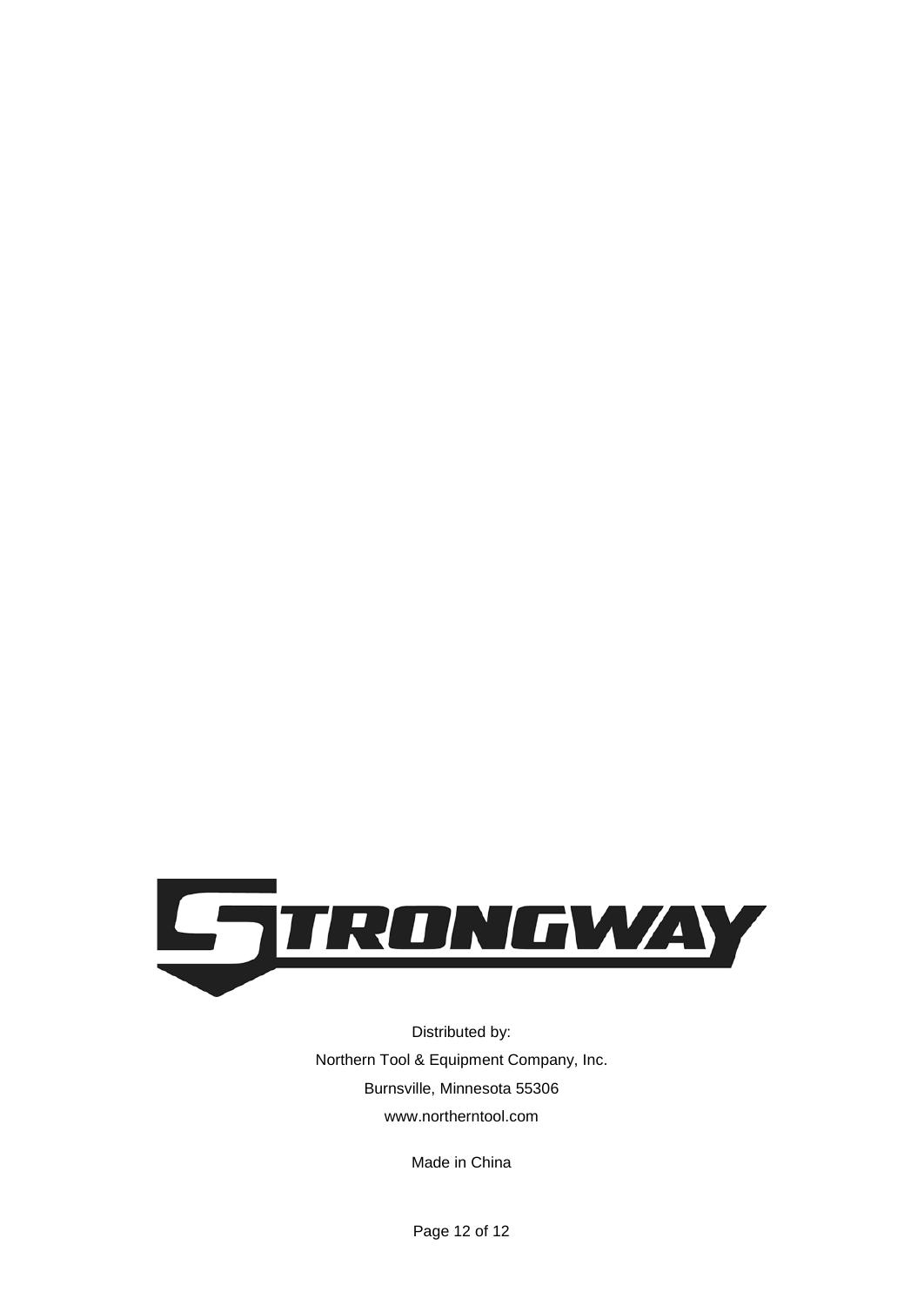STRONGWAY

Distributed by:

Northern Tool & Equipment Company, Inc.

Burnsville, Minnesota 55306

www.northerntool.com

Made in China